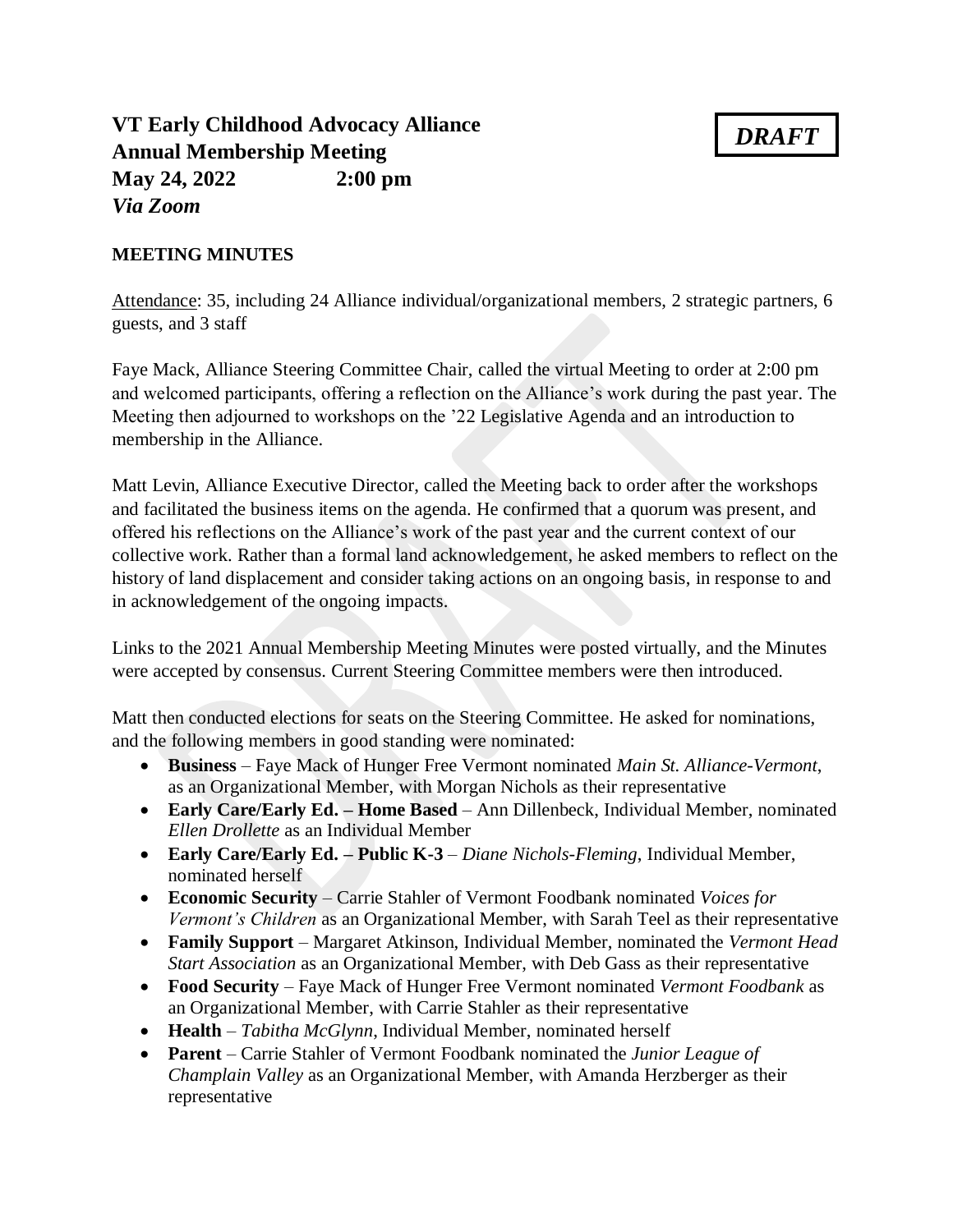# VT Early Childhood Advocacy Alliance
# Annual Membership Meeting
# May 24, 2022 2:00 pm
# *Via Zoom*

***DRAFT***

**MEETING MINUTES**

Attendance: 35, including 24 Alliance individual/organizational members, 2 strategic partners, 6 guests, and 3 staff

Faye Mack, Alliance Steering Committee Chair, called the virtual Meeting to order at 2:00 pm and welcomed participants, offering a reflection on the Alliance's work during the past year. The Meeting then adjourned to workshops on the '22 Legislative Agenda and an introduction to membership in the Alliance.

Matt Levin, Alliance Executive Director, called the Meeting back to order after the workshops and facilitated the business items on the agenda. He confirmed that a quorum was present, and offered his reflections on the Alliance's work of the past year and the current context of our collective work. Rather than a formal land acknowledgement, he asked members to reflect on the history of land displacement and consider taking actions on an ongoing basis, in response to and in acknowledgement of the ongoing impacts.

Links to the 2021 Annual Membership Meeting Minutes were posted virtually, and the Minutes were accepted by consensus. Current Steering Committee members were then introduced.

Matt then conducted elections for seats on the Steering Committee. He asked for nominations, and the following members in good standing were nominated:

- **Business** – Faye Mack of Hunger Free Vermont nominated *Main St. Alliance-Vermont*, as an Organizational Member, with Morgan Nichols as their representative
- **Early Care/Early Ed. – Home Based** – Ann Dillenbeck, Individual Member, nominated *Ellen Drollette* as an Individual Member
- **Early Care/Early Ed. – Public K-3** – *Diane Nichols-Fleming*, Individual Member, nominated herself
- **Economic Security** – Carrie Stahler of Vermont Foodbank nominated *Voices for Vermont's Children* as an Organizational Member, with Sarah Teel as their representative
- **Family Support** – Margaret Atkinson, Individual Member, nominated the *Vermont Head Start Association* as an Organizational Member, with Deb Gass as their representative
- **Food Security** – Faye Mack of Hunger Free Vermont nominated *Vermont Foodbank* as an Organizational Member, with Carrie Stahler as their representative
- **Health** – *Tabitha McGlynn*, Individual Member, nominated herself
- **Parent** – Carrie Stahler of Vermont Foodbank nominated the *Junior League of Champlain Valley* as an Organizational Member, with Amanda Herzberger as their representative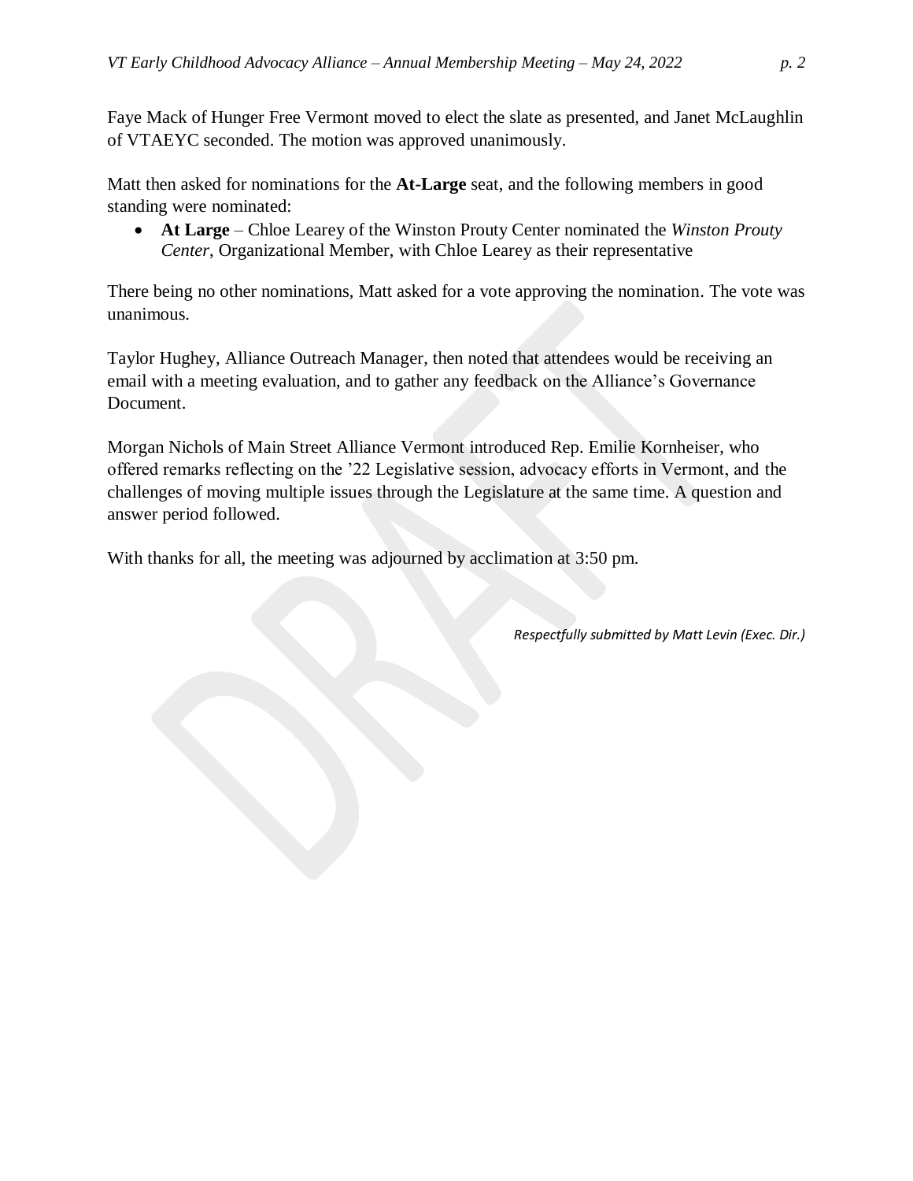Faye Mack of Hunger Free Vermont moved to elect the slate as presented, and Janet McLaughlin of VTAEYC seconded. The motion was approved unanimously.

Matt then asked for nominations for the **At-Large** seat, and the following members in good standing were nominated:

- **At Large** – Chloe Learey of the Winston Prouty Center nominated the *Winston Prouty Center*, Organizational Member, with Chloe Learey as their representative

There being no other nominations, Matt asked for a vote approving the nomination. The vote was unanimous.

Taylor Hughey, Alliance Outreach Manager, then noted that attendees would be receiving an email with a meeting evaluation, and to gather any feedback on the Alliance's Governance Document.

Morgan Nichols of Main Street Alliance Vermont introduced Rep. Emilie Kornheiser, who offered remarks reflecting on the '22 Legislative session, advocacy efforts in Vermont, and the challenges of moving multiple issues through the Legislature at the same time. A question and answer period followed.

With thanks for all, the meeting was adjourned by acclimation at 3:50 pm.

*Respectfully submitted by Matt Levin (Exec. Dir.)*